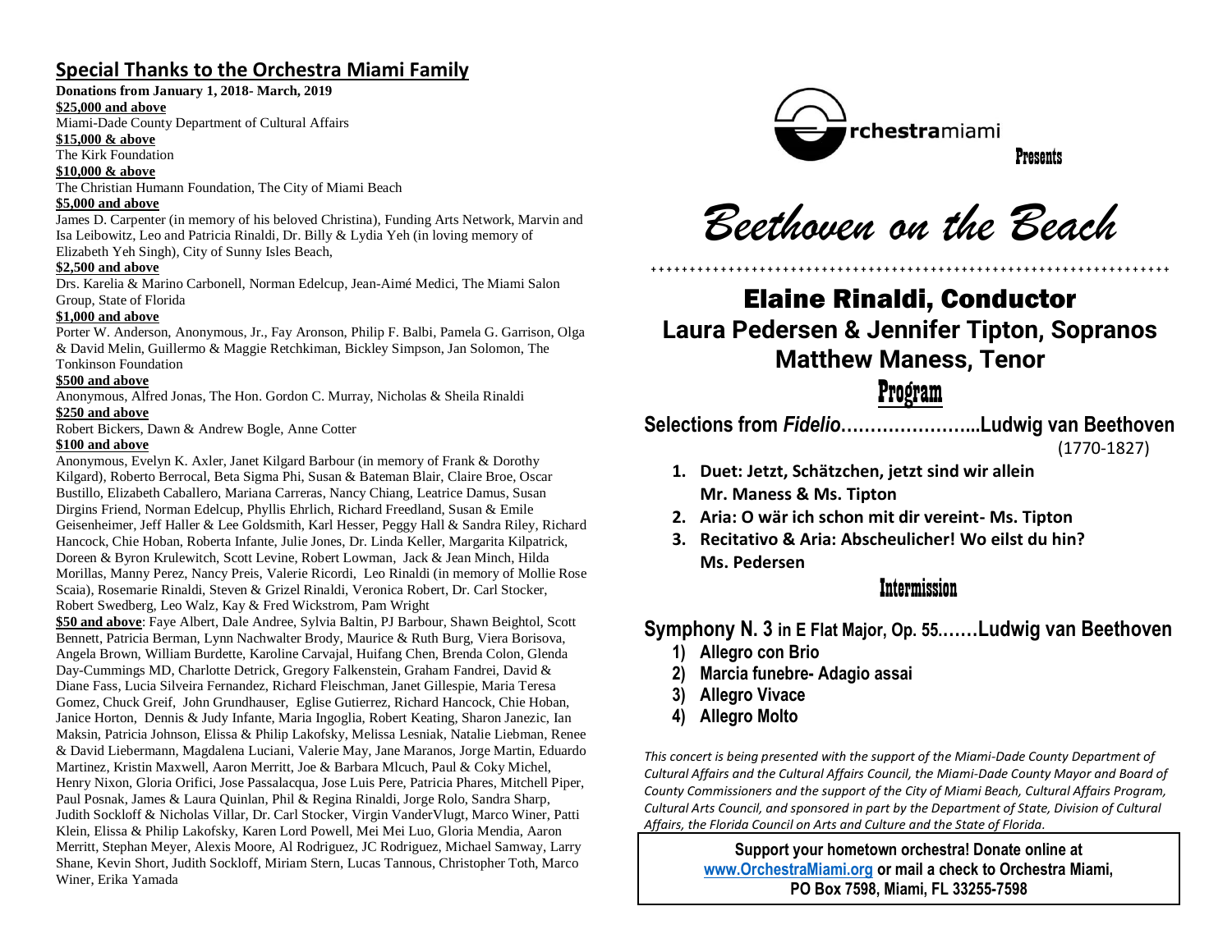## Special Thanks to the Orchestra Miami Family

**Donations from January 1, 2018- March, 2019**

**$25,000 and above**

Miami-Dade County Department of Cultural Affairs

**$15,000 & above**

The Kirk Foundation

**$10,000 & above**

The Christian Humann Foundation, The City of Miami Beach

**$5,000 and above**

James D. Carpenter (in memory of his beloved Christina), Funding Arts Network, Marvin and Isa Leibowitz, Leo and Patricia Rinaldi, Dr. Billy & Lydia Yeh (in loving memory of Elizabeth Yeh Singh), City of Sunny Isles Beach,

**$2,500 and above**

Drs. Karelia & Marino Carbonell, Norman Edelcup, Jean-Aimé Medici, The Miami Salon Group, State of Florida

**$1,000 and above**

Porter W. Anderson, Anonymous, Jr., Fay Aronson, Philip F. Balbi, Pamela G. Garrison, Olga & David Melin, Guillermo & Maggie Retchkiman, Bickley Simpson, Jan Solomon, The Tonkinson Foundation

**$500 and above**

Anonymous, Alfred Jonas, The Hon. Gordon C. Murray, Nicholas & Sheila Rinaldi

**$250 and above**

Robert Bickers, Dawn & Andrew Bogle, Anne Cotter

**$100 and above**

Anonymous, Evelyn K. Axler, Janet Kilgard Barbour (in memory of Frank & Dorothy Kilgard), Roberto Berrocal, Beta Sigma Phi, Susan & Bateman Blair, Claire Broe, Oscar Bustillo, Elizabeth Caballero, Mariana Carreras, Nancy Chiang, Leatrice Damus, Susan Dirgins Friend, Norman Edelcup, Phyllis Ehrlich, Richard Freedland, Susan & Emile Geisenheimer, Jeff Haller & Lee Goldsmith, Karl Hesser, Peggy Hall & Sandra Riley, Richard Hancock, Chie Hoban, Roberta Infante, Julie Jones, Dr. Linda Keller, Margarita Kilpatrick, Doreen & Byron Krulewitch, Scott Levine, Robert Lowman, Jack & Jean Minch, Hilda Morillas, Manny Perez, Nancy Preis, Valerie Ricordi, Leo Rinaldi (in memory of Mollie Rose Scaia), Rosemarie Rinaldi, Steven & Grizel Rinaldi, Veronica Robert, Dr. Carl Stocker, Robert Swedberg, Leo Walz, Kay & Fred Wickstrom, Pam Wright

**$50 and above**: Faye Albert, Dale Andree, Sylvia Baltin, PJ Barbour, Shawn Beightol, Scott Bennett, Patricia Berman, Lynn Nachwalter Brody, Maurice & Ruth Burg, Viera Borisova, Angela Brown, William Burdette, Karoline Carvajal, Huifang Chen, Brenda Colon, Glenda Day-Cummings MD, Charlotte Detrick, Gregory Falkenstein, Graham Fandrei, David & Diane Fass, Lucia Silveira Fernandez, Richard Fleischman, Janet Gillespie, Maria Teresa Gomez, Chuck Greif, John Grundhauser, Eglise Gutierrez, Richard Hancock, Chie Hoban, Janice Horton, Dennis & Judy Infante, Maria Ingoglia, Robert Keating, Sharon Janezic, Ian Maksin, Patricia Johnson, Elissa & Philip Lakofsky, Melissa Lesniak, Natalie Liebman, Renee & David Liebermann, Magdalena Luciani, Valerie May, Jane Maranos, Jorge Martin, Eduardo Martinez, Kristin Maxwell, Aaron Merritt, Joe & Barbara Mlcuch, Paul & Coky Michel, Henry Nixon, Gloria Orifici, Jose Passalacqua, Jose Luis Pere, Patricia Phares, Mitchell Piper, Paul Posnak, James & Laura Quinlan, Phil & Regina Rinaldi, Jorge Rolo, Sandra Sharp, Judith Sockloff & Nicholas Villar, Dr. Carl Stocker, Virgin VanderVlugt, Marco Winer, Patti Klein, Elissa & Philip Lakofsky, Karen Lord Powell, Mei Mei Luo, Gloria Mendia, Aaron Merritt, Stephan Meyer, Alexis Moore, Al Rodriguez, JC Rodriguez, Michael Samway, Larry Shane, Kevin Short, Judith Sockloff, Miriam Stern, Lucas Tannous, Christopher Toth, Marco Winer, Erika Yamada

orchestramiami

**Presents**

# *Beethoven on the Beach*

++++++++++++++++++++++++++++++++++++++++++++++++++++++++++++++++++++

## Elaine Rinaldi, Conductor

### Laura Pedersen & Jennifer Tipton, Sopranos

### Matthew Maness, Tenor

## Program

**Selections from *Fidelio*…………………..Ludwig van Beethoven**
(1770-1827)

1. **Duet: Jetzt, Schätzchen, jetzt sind wir allein**
   **Mr. Maness & Ms. Tipton**
2. **Aria: O wär ich schon mit dir vereint- Ms. Tipton**
3. **Recitativo & Aria: Abscheulicher! Wo eilst du hin?**
   **Ms. Pedersen**

### Intermission

**Symphony N. 3 in E Flat Major, Op. 55.……Ludwig van Beethoven**

1) **Allegro con Brio**
2) **Marcia funebre- Adagio assai**
3) **Allegro Vivace**
4) **Allegro Molto**

*This concert is being presented with the support of the Miami-Dade County Department of Cultural Affairs and the Cultural Affairs Council, the Miami-Dade County Mayor and Board of County Commissioners and the support of the City of Miami Beach, Cultural Affairs Program, Cultural Arts Council, and sponsored in part by the Department of State, Division of Cultural Affairs, the Florida Council on Arts and Culture and the State of Florida.*

**Support your hometown orchestra! Donate online at www.OrchestraMiami.org or mail a check to Orchestra Miami, PO Box 7598, Miami, FL 33255-7598**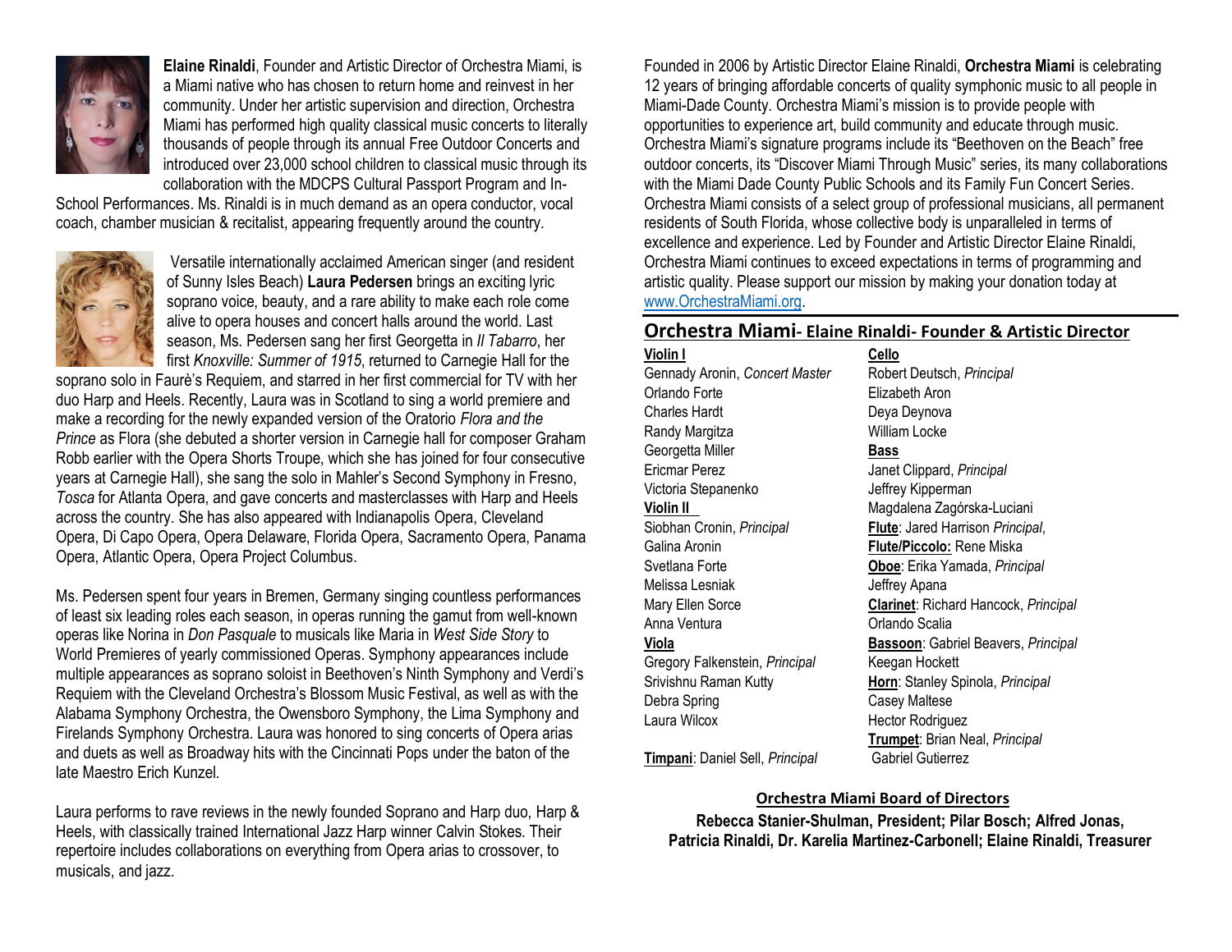**Elaine Rinaldi**, Founder and Artistic Director of Orchestra Miami, is a Miami native who has chosen to return home and reinvest in her community. Under her artistic supervision and direction, Orchestra Miami has performed high quality classical music concerts to literally thousands of people through its annual Free Outdoor Concerts and introduced over 23,000 school children to classical music through its collaboration with the MDCPS Cultural Passport Program and In-School Performances. Ms. Rinaldi is in much demand as an opera conductor, vocal coach, chamber musician & recitalist, appearing frequently around the country.

Versatile internationally acclaimed American singer (and resident of Sunny Isles Beach) **Laura Pedersen** brings an exciting lyric soprano voice, beauty, and a rare ability to make each role come alive to opera houses and concert halls around the world. Last season, Ms. Pedersen sang her first Georgetta in *Il Tabarro*, her first *Knoxville: Summer of 1915*, returned to Carnegie Hall for the soprano solo in Faurè's Requiem, and starred in her first commercial for TV with her duo Harp and Heels. Recently, Laura was in Scotland to sing a world premiere and make a recording for the newly expanded version of the Oratorio *Flora and the Prince* as Flora (she debuted a shorter version in Carnegie hall for composer Graham Robb earlier with the Opera Shorts Troupe, which she has joined for four consecutive years at Carnegie Hall), she sang the solo in Mahler's Second Symphony in Fresno, *Tosca* for Atlanta Opera, and gave concerts and masterclasses with Harp and Heels across the country. She has also appeared with Indianapolis Opera, Cleveland Opera, Di Capo Opera, Opera Delaware, Florida Opera, Sacramento Opera, Panama Opera, Atlantic Opera, Opera Project Columbus.

Ms. Pedersen spent four years in Bremen, Germany singing countless performances of least six leading roles each season, in operas running the gamut from well-known operas like Norina in *Don Pasquale* to musicals like Maria in *West Side Story* to World Premieres of yearly commissioned Operas. Symphony appearances include multiple appearances as soprano soloist in Beethoven's Ninth Symphony and Verdi's Requiem with the Cleveland Orchestra's Blossom Music Festival, as well as with the Alabama Symphony Orchestra, the Owensboro Symphony, the Lima Symphony and Firelands Symphony Orchestra. Laura was honored to sing concerts of Opera arias and duets as well as Broadway hits with the Cincinnati Pops under the baton of the late Maestro Erich Kunzel.

Laura performs to rave reviews in the newly founded Soprano and Harp duo, Harp & Heels, with classically trained International Jazz Harp winner Calvin Stokes. Their repertoire includes collaborations on everything from Opera arias to crossover, to musicals, and jazz.

Founded in 2006 by Artistic Director Elaine Rinaldi, **Orchestra Miami** is celebrating 12 years of bringing affordable concerts of quality symphonic music to all people in Miami-Dade County. Orchestra Miami's mission is to provide people with opportunities to experience art, build community and educate through music. Orchestra Miami's signature programs include its "Beethoven on the Beach" free outdoor concerts, its "Discover Miami Through Music" series, its many collaborations with the Miami Dade County Public Schools and its Family Fun Concert Series. Orchestra Miami consists of a select group of professional musicians, all permanent residents of South Florida, whose collective body is unparalleled in terms of excellence and experience. Led by Founder and Artistic Director Elaine Rinaldi, Orchestra Miami continues to exceed expectations in terms of programming and artistic quality. Please support our mission by making your donation today at www.OrchestraMiami.org.

## Orchestra Miami- Elaine Rinaldi- Founder & Artistic Director

**Violin I**
Gennady Aronin, *Concert Master*
Orlando Forte
Charles Hardt
Randy Margitza
Georgetta Miller
Ericmar Perez
Victoria Stepanenko

**Violin II**
Siobhan Cronin, *Principal*
Galina Aronin
Svetlana Forte
Melissa Lesniak
Mary Ellen Sorce
Anna Ventura

**Viola**
Gregory Falkenstein, *Principal*
Srivishnu Raman Kutty
Debra Spring
Laura Wilcox

**Timpani**: Daniel Sell, *Principal*

**Cello**
Robert Deutsch, *Principal*
Elizabeth Aron
Deya Deynova
William Locke

**Bass**
Janet Clippard, *Principal*
Jeffrey Kipperman
Magdalena Zagórska-Luciani

**Flute**: Jared Harrison *Principal*,
**Flute/Piccolo:** Rene Miska
**Oboe**: Erika Yamada, *Principal*
Jeffrey Apana
**Clarinet**: Richard Hancock, *Principal*
Orlando Scalia
**Bassoon**: Gabriel Beavers, *Principal*
Keegan Hockett
**Horn**: Stanley Spinola, *Principal*
Casey Maltese
Hector Rodriguez
**Trumpet**: Brian Neal, *Principal*
Gabriel Gutierrez

### Orchestra Miami Board of Directors

**Rebecca Stanier-Shulman, President; Pilar Bosch; Alfred Jonas, Patricia Rinaldi, Dr. Karelia Martinez-Carbonell; Elaine Rinaldi, Treasurer**